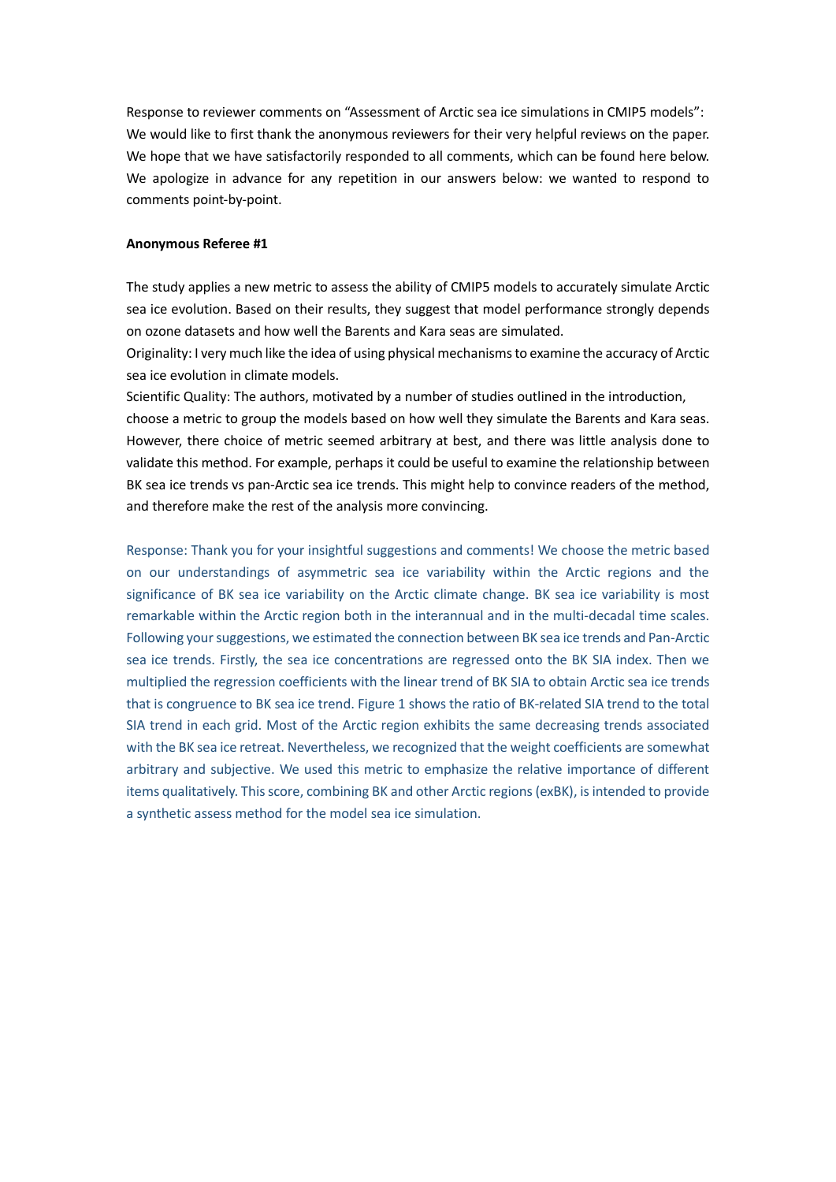Response to reviewer comments on "Assessment of Arctic sea ice simulations in CMIP5 models": We would like to first thank the anonymous reviewers for their very helpful reviews on the paper. We hope that we have satisfactorily responded to all comments, which can be found here below. We apologize in advance for any repetition in our answers below: we wanted to respond to comments point-by-point.

**Anonymous Referee #1**

The study applies a new metric to assess the ability of CMIP5 models to accurately simulate Arctic sea ice evolution. Based on their results, they suggest that model performance strongly depends on ozone datasets and how well the Barents and Kara seas are simulated.

Originality: I very much like the idea of using physical mechanisms to examine the accuracy of Arctic sea ice evolution in climate models.

Scientific Quality: The authors, motivated by a number of studies outlined in the introduction, choose a metric to group the models based on how well they simulate the Barents and Kara seas. However, there choice of metric seemed arbitrary at best, and there was little analysis done to validate this method. For example, perhaps it could be useful to examine the relationship between BK sea ice trends vs pan-Arctic sea ice trends. This might help to convince readers of the method, and therefore make the rest of the analysis more convincing.

Response: Thank you for your insightful suggestions and comments! We choose the metric based on our understandings of asymmetric sea ice variability within the Arctic regions and the significance of BK sea ice variability on the Arctic climate change. BK sea ice variability is most remarkable within the Arctic region both in the interannual and in the multi-decadal time scales. Following your suggestions, we estimated the connection between BK sea ice trends and Pan-Arctic sea ice trends. Firstly, the sea ice concentrations are regressed onto the BK SIA index. Then we multiplied the regression coefficients with the linear trend of BK SIA to obtain Arctic sea ice trends that is congruence to BK sea ice trend. Figure 1 shows the ratio of BK-related SIA trend to the total SIA trend in each grid. Most of the Arctic region exhibits the same decreasing trends associated with the BK sea ice retreat. Nevertheless, we recognized that the weight coefficients are somewhat arbitrary and subjective. We used this metric to emphasize the relative importance of different items qualitatively. This score, combining BK and other Arctic regions (exBK), is intended to provide a synthetic assess method for the model sea ice simulation.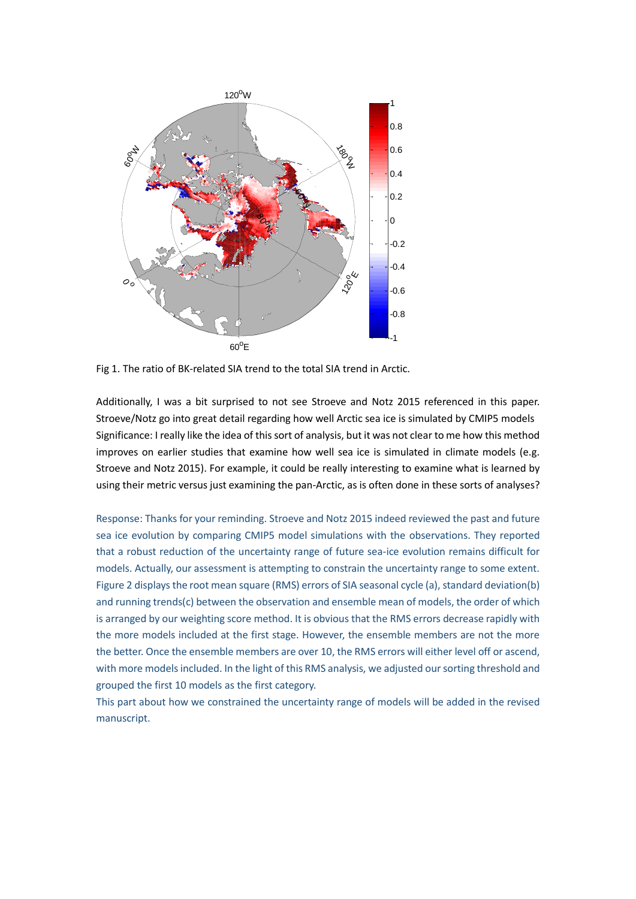Fig 1. The ratio of BK-related SIA trend to the total SIA trend in Arctic.

Additionally, I was a bit surprised to not see Stroeve and Notz 2015 referenced in this paper. Stroeve/Notz go into great detail regarding how well Arctic sea ice is simulated by CMIP5 models Significance: I really like the idea of this sort of analysis, but it was not clear to me how this method improves on earlier studies that examine how well sea ice is simulated in climate models (e.g. Stroeve and Notz 2015). For example, it could be really interesting to examine what is learned by using their metric versus just examining the pan-Arctic, as is often done in these sorts of analyses?

Response: Thanks for your reminding. Stroeve and Notz 2015 indeed reviewed the past and future sea ice evolution by comparing CMIP5 model simulations with the observations. They reported that a robust reduction of the uncertainty range of future sea-ice evolution remains difficult for models. Actually, our assessment is attempting to constrain the uncertainty range to some extent. Figure 2 displays the root mean square (RMS) errors of SIA seasonal cycle (a), standard deviation(b) and running trends(c) between the observation and ensemble mean of models, the order of which is arranged by our weighting score method. It is obvious that the RMS errors decrease rapidly with the more models included at the first stage. However, the ensemble members are not the more the better. Once the ensemble members are over 10, the RMS errors will either level off or ascend, with more models included. In the light of this RMS analysis, we adjusted our sorting threshold and grouped the first 10 models as the first category.

This part about how we constrained the uncertainty range of models will be added in the revised manuscript.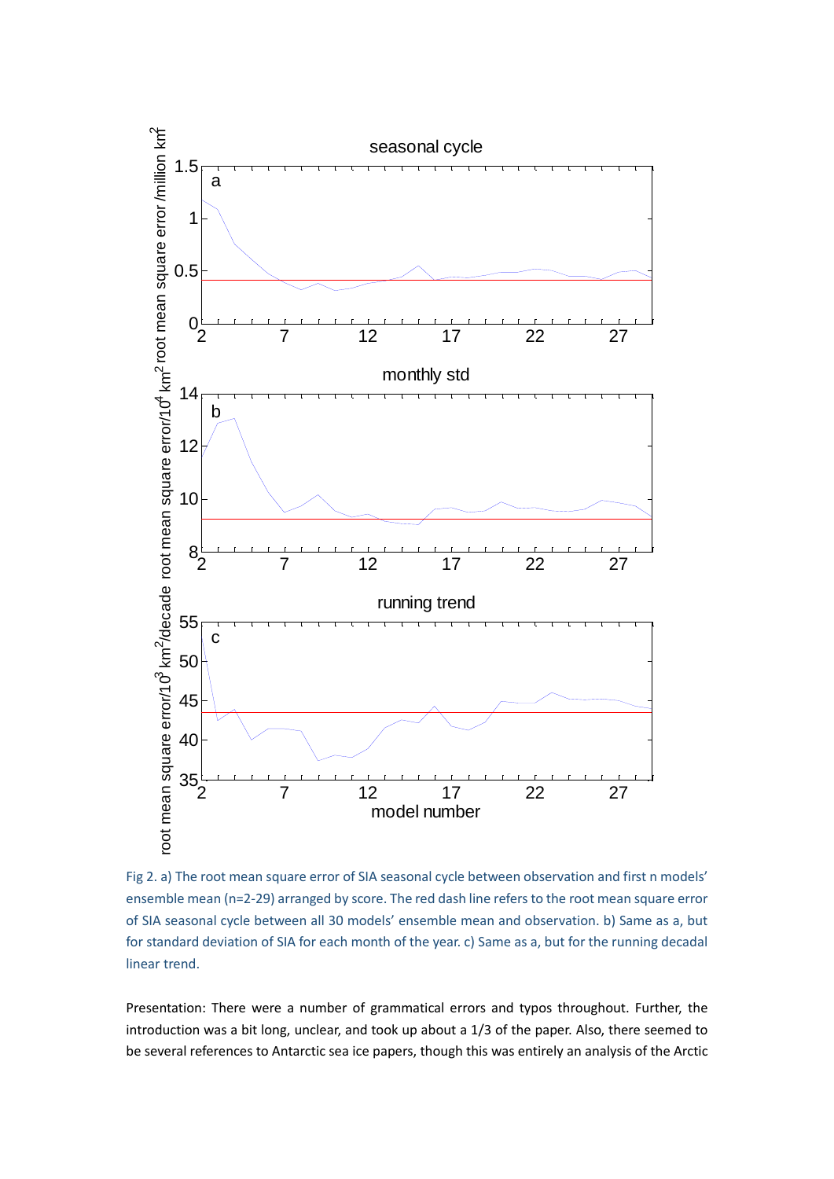Fig 2. a) The root mean square error of SIA seasonal cycle between observation and first n models' ensemble mean (n=2-29) arranged by score. The red dash line refers to the root mean square error of SIA seasonal cycle between all 30 models' ensemble mean and observation. b) Same as a, but for standard deviation of SIA for each month of the year. c) Same as a, but for the running decadal linear trend.

Presentation: There were a number of grammatical errors and typos throughout. Further, the introduction was a bit long, unclear, and took up about a 1/3 of the paper. Also, there seemed to be several references to Antarctic sea ice papers, though this was entirely an analysis of the Arctic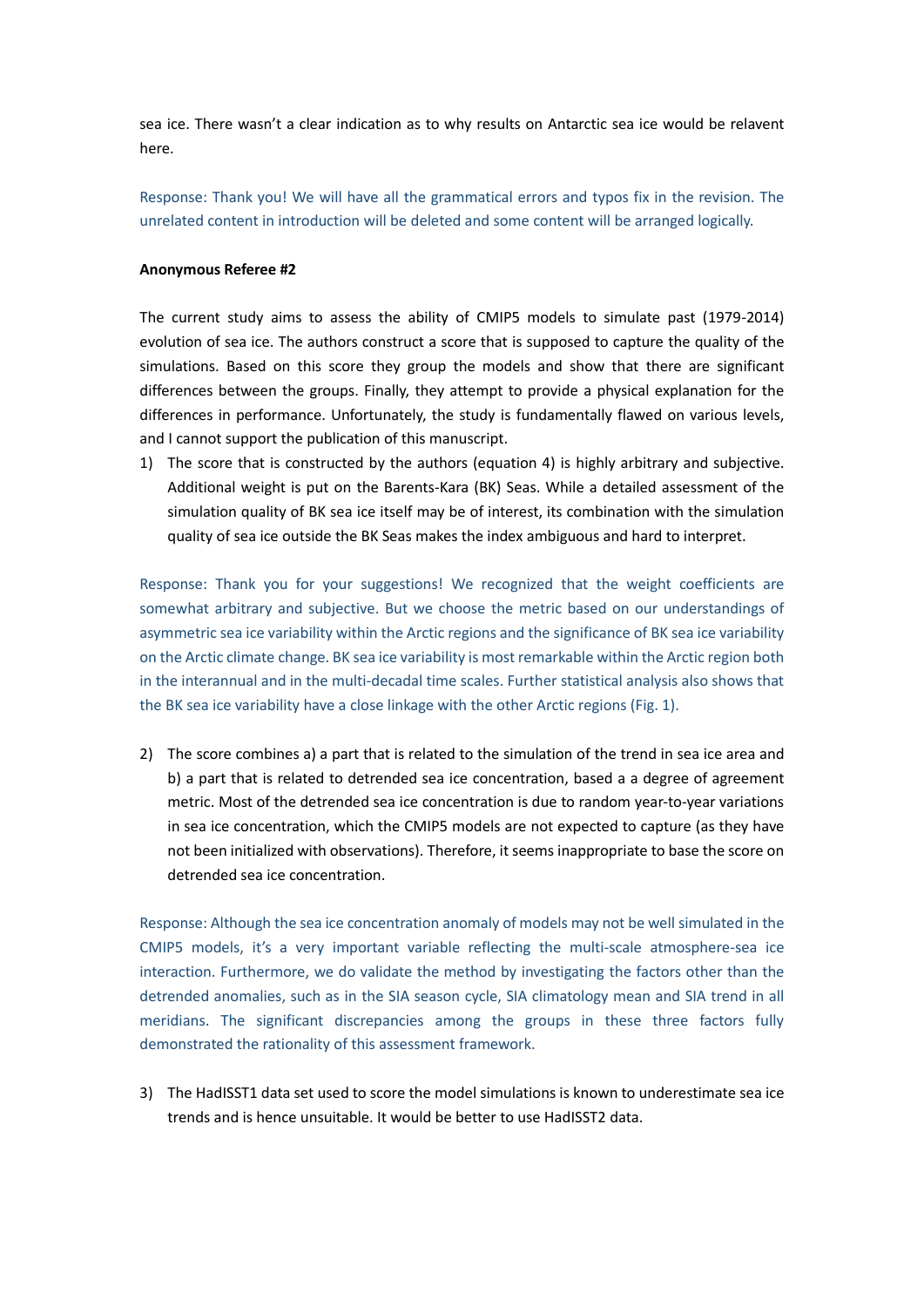sea ice. There wasn't a clear indication as to why results on Antarctic sea ice would be relavent here.

Response: Thank you! We will have all the grammatical errors and typos fix in the revision. The unrelated content in introduction will be deleted and some content will be arranged logically.

**Anonymous Referee #2**

The current study aims to assess the ability of CMIP5 models to simulate past (1979-2014) evolution of sea ice. The authors construct a score that is supposed to capture the quality of the simulations. Based on this score they group the models and show that there are significant differences between the groups. Finally, they attempt to provide a physical explanation for the differences in performance. Unfortunately, the study is fundamentally flawed on various levels, and I cannot support the publication of this manuscript.

1) The score that is constructed by the authors (equation 4) is highly arbitrary and subjective. Additional weight is put on the Barents-Kara (BK) Seas. While a detailed assessment of the simulation quality of BK sea ice itself may be of interest, its combination with the simulation quality of sea ice outside the BK Seas makes the index ambiguous and hard to interpret.

Response: Thank you for your suggestions! We recognized that the weight coefficients are somewhat arbitrary and subjective. But we choose the metric based on our understandings of asymmetric sea ice variability within the Arctic regions and the significance of BK sea ice variability on the Arctic climate change. BK sea ice variability is most remarkable within the Arctic region both in the interannual and in the multi-decadal time scales. Further statistical analysis also shows that the BK sea ice variability have a close linkage with the other Arctic regions (Fig. 1).

2) The score combines a) a part that is related to the simulation of the trend in sea ice area and b) a part that is related to detrended sea ice concentration, based a a degree of agreement metric. Most of the detrended sea ice concentration is due to random year-to-year variations in sea ice concentration, which the CMIP5 models are not expected to capture (as they have not been initialized with observations). Therefore, it seems inappropriate to base the score on detrended sea ice concentration.

Response: Although the sea ice concentration anomaly of models may not be well simulated in the CMIP5 models, it's a very important variable reflecting the multi-scale atmosphere-sea ice interaction. Furthermore, we do validate the method by investigating the factors other than the detrended anomalies, such as in the SIA season cycle, SIA climatology mean and SIA trend in all meridians. The significant discrepancies among the groups in these three factors fully demonstrated the rationality of this assessment framework.

3) The HadISST1 data set used to score the model simulations is known to underestimate sea ice trends and is hence unsuitable. It would be better to use HadISST2 data.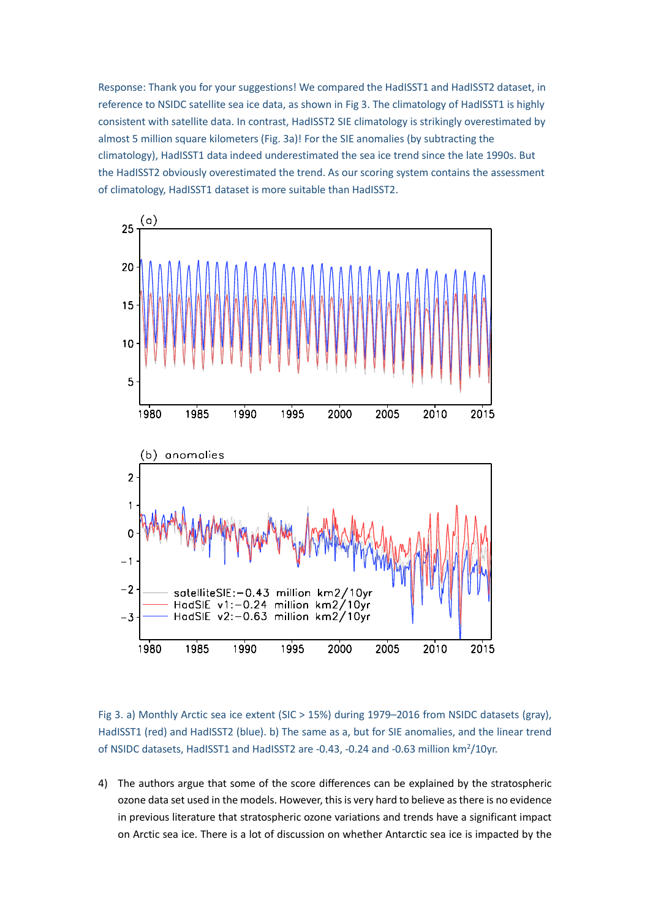Response: Thank you for your suggestions! We compared the HadISST1 and HadISST2 dataset, in reference to NSIDC satellite sea ice data, as shown in Fig 3. The climatology of HadISST1 is highly consistent with satellite data. In contrast, HadISST2 SIE climatology is strikingly overestimated by almost 5 million square kilometers (Fig. 3a)! For the SIE anomalies (by subtracting the climatology), HadISST1 data indeed underestimated the sea ice trend since the late 1990s. But the HadISST2 obviously overestimated the trend. As our scoring system contains the assessment of climatology, HadISST1 dataset is more suitable than HadISST2.

Fig 3. a) Monthly Arctic sea ice extent (SIC > 15%) during 1979–2016 from NSIDC datasets (gray), HadISST1 (red) and HadISST2 (blue). b) The same as a, but for SIE anomalies, and the linear trend of NSIDC datasets, HadISST1 and HadISST2 are -0.43, -0.24 and -0.63 million km$^2$/10yr.

4) The authors argue that some of the score differences can be explained by the stratospheric ozone data set used in the models. However, this is very hard to believe as there is no evidence in previous literature that stratospheric ozone variations and trends have a significant impact on Arctic sea ice. There is a lot of discussion on whether Antarctic sea ice is impacted by the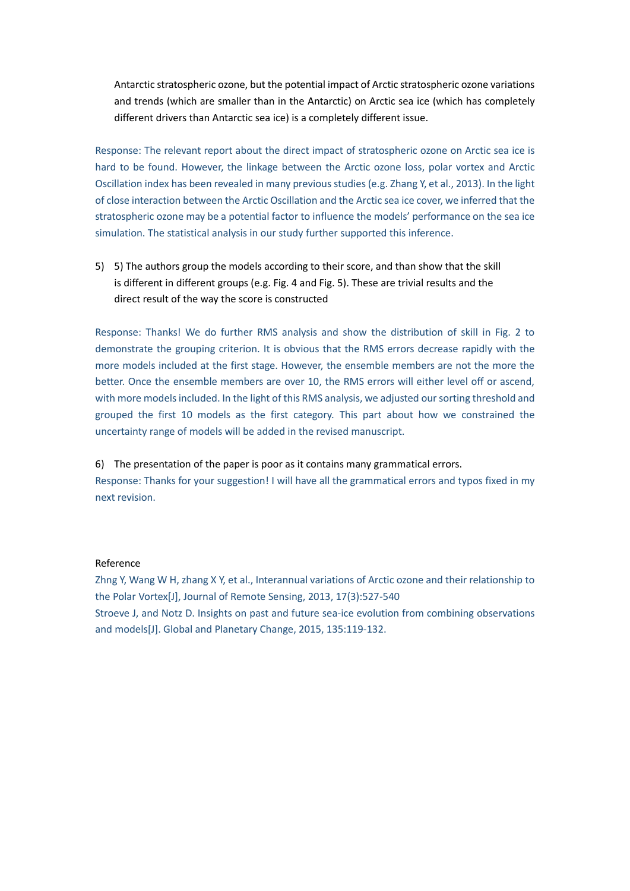Antarctic stratospheric ozone, but the potential impact of Arctic stratospheric ozone variations and trends (which are smaller than in the Antarctic) on Arctic sea ice (which has completely different drivers than Antarctic sea ice) is a completely different issue.

Response: The relevant report about the direct impact of stratospheric ozone on Arctic sea ice is hard to be found. However, the linkage between the Arctic ozone loss, polar vortex and Arctic Oscillation index has been revealed in many previous studies (e.g. Zhang Y, et al., 2013). In the light of close interaction between the Arctic Oscillation and the Arctic sea ice cover, we inferred that the stratospheric ozone may be a potential factor to influence the models' performance on the sea ice simulation. The statistical analysis in our study further supported this inference.

5) 5) The authors group the models according to their score, and than show that the skill is different in different groups (e.g. Fig. 4 and Fig. 5). These are trivial results and the direct result of the way the score is constructed

Response: Thanks! We do further RMS analysis and show the distribution of skill in Fig. 2 to demonstrate the grouping criterion. It is obvious that the RMS errors decrease rapidly with the more models included at the first stage. However, the ensemble members are not the more the better. Once the ensemble members are over 10, the RMS errors will either level off or ascend, with more models included. In the light of this RMS analysis, we adjusted our sorting threshold and grouped the first 10 models as the first category. This part about how we constrained the uncertainty range of models will be added in the revised manuscript.

6) The presentation of the paper is poor as it contains many grammatical errors.

Response: Thanks for your suggestion! I will have all the grammatical errors and typos fixed in my next revision.

Reference

Zhng Y, Wang W H, zhang X Y, et al., Interannual variations of Arctic ozone and their relationship to the Polar Vortex[J], Journal of Remote Sensing, 2013, 17(3):527-540

Stroeve J, and Notz D. Insights on past and future sea-ice evolution from combining observations and models[J]. Global and Planetary Change, 2015, 135:119-132.